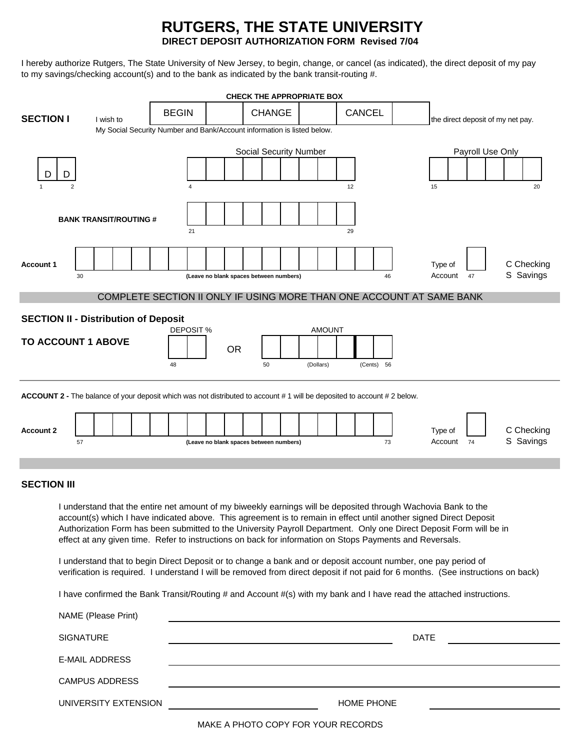# RUTGERS, THE STATE UNIVERSITY

**DIRECT DEPOSIT AUTHORIZATION FORM Revised 7/04**

I hereby authorize Rutgers, The State University of New Jersey, to begin, change, or cancel (as indicated), the direct deposit of my pay to my savings/checking account(s) and to the bank as indicated by the bank transit-routing #.

**CHECK THE APPROPRIATE BOX**

**SECTION I** I wish to | BEGIN | | CHANGE | | CANCEL | | the direct deposit of my net pay.

My Social Security Number and Bank/Account information is listed below.

| D | D |
|---|---|
| 1 | 2 |

Social Security Number

| | | | | | | | | |
|---|---|---|---|---|---|---|---|---|
| 4 | | | | | | | | 12 |

Payroll Use Only

| | | | | | |
|---|---|---|---|---|---|
| 15 | | | | | 20 |

**BANK TRANSIT/ROUTING #**

| | | | | | | | | |
|---|---|---|---|---|---|---|---|---|
| 21 | | | | | | | | 29 |

**Account 1**

| | | | | | | | | | | | | | | | | |
|---|---|---|---|---|---|---|---|---|---|---|---|---|---|---|---|---|
| 30 | | | | | | | | | | | | | | | | 46 |

**(Leave no blank spaces between numbers)**

Type of Account [ ] 47 — C Checking / S Savings

COMPLETE SECTION II ONLY IF USING MORE THAN ONE ACCOUNT AT SAME BANK

## SECTION II - Distribution of Deposit

**TO ACCOUNT 1 ABOVE**

DEPOSIT %

| | |
|---|---|
| 48 | |

OR

AMOUNT

| | | | | | | |
|---|---|---|---|---|---|---|
| 50 | | (Dollars) | | | (Cents) | 56 |

**ACCOUNT 2 -** The balance of your deposit which was not distributed to account # 1 will be deposited to account # 2 below.

**Account 2**

| | | | | | | | | | | | | | | | | |
|---|---|---|---|---|---|---|---|---|---|---|---|---|---|---|---|---|
| 57 | | | | | | | | | | | | | | | | 73 |

**(Leave no blank spaces between numbers)**

Type of Account [ ] 74 — C Checking / S Savings

## SECTION III

I understand that the entire net amount of my biweekly earnings will be deposited through Wachovia Bank to the account(s) which I have indicated above. This agreement is to remain in effect until another signed Direct Deposit Authorization Form has been submitted to the University Payroll Department. Only one Direct Deposit Form will be in effect at any given time. Refer to instructions on back for information on Stops Payments and Reversals.

I understand that to begin Direct Deposit or to change a bank and or deposit account number, one pay period of verification is required. I understand I will be removed from direct deposit if not paid for 6 months. (See instructions on back)

I have confirmed the Bank Transit/Routing # and Account #(s) with my bank and I have read the attached instructions.

NAME (Please Print) ______________________________

SIGNATURE ______________________________ DATE ______________

E-MAIL ADDRESS ______________________________

CAMPUS ADDRESS ______________________________

UNIVERSITY EXTENSION ______________________ HOME PHONE ______________________

MAKE A PHOTO COPY FOR YOUR RECORDS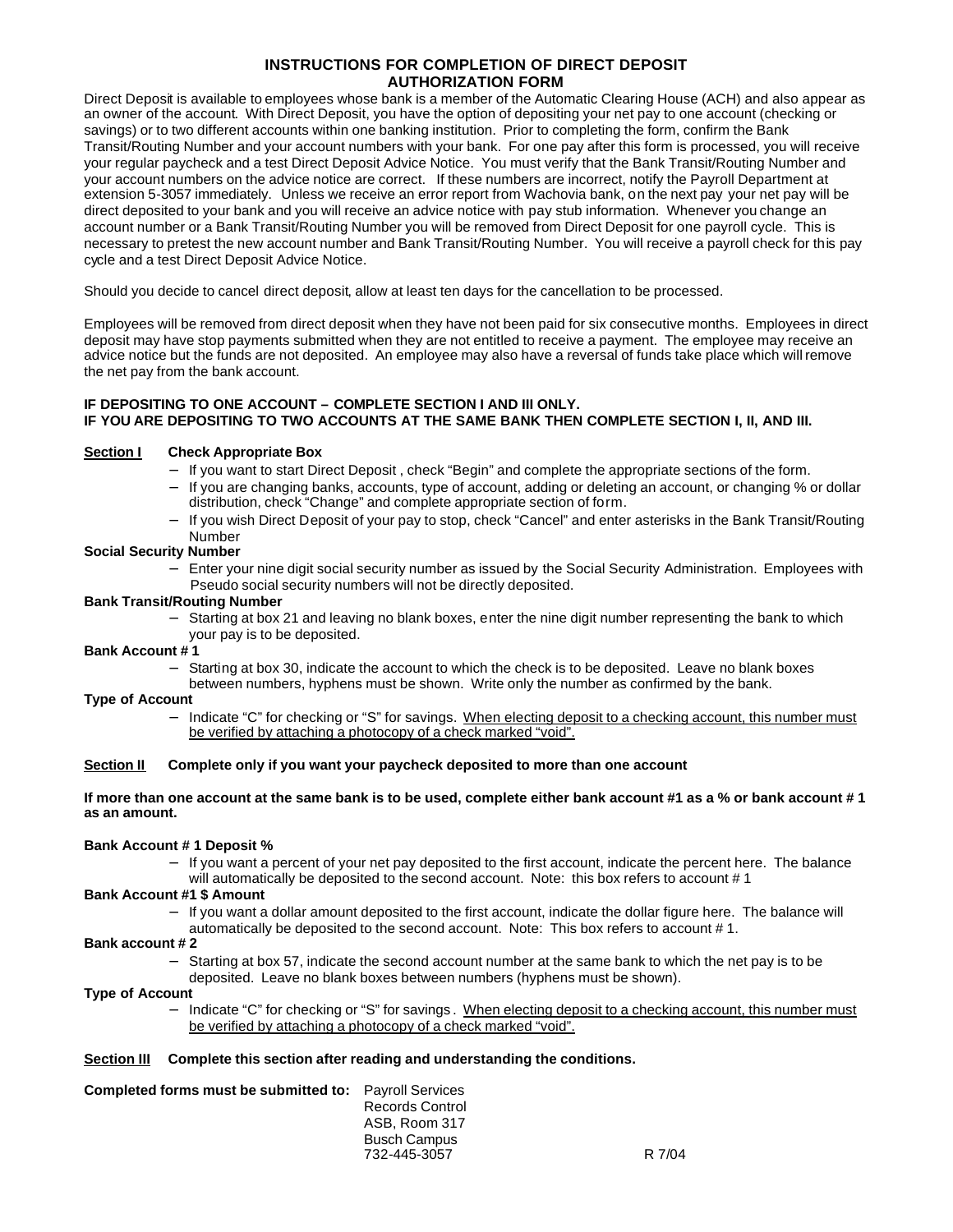# INSTRUCTIONS FOR COMPLETION OF DIRECT DEPOSIT AUTHORIZATION FORM

Direct Deposit is available to employees whose bank is a member of the Automatic Clearing House (ACH) and also appear as an owner of the account. With Direct Deposit, you have the option of depositing your net pay to one account (checking or savings) or to two different accounts within one banking institution. Prior to completing the form, confirm the Bank Transit/Routing Number and your account numbers with your bank. For one pay after this form is processed, you will receive your regular paycheck and a test Direct Deposit Advice Notice. You must verify that the Bank Transit/Routing Number and your account numbers on the advice notice are correct. If these numbers are incorrect, notify the Payroll Department at extension 5-3057 immediately. Unless we receive an error report from Wachovia bank, on the next pay your net pay will be direct deposited to your bank and you will receive an advice notice with pay stub information. Whenever you change an account number or a Bank Transit/Routing Number you will be removed from Direct Deposit for one payroll cycle. This is necessary to pretest the new account number and Bank Transit/Routing Number. You will receive a payroll check for this pay cycle and a test Direct Deposit Advice Notice.

Should you decide to cancel direct deposit, allow at least ten days for the cancellation to be processed.

Employees will be removed from direct deposit when they have not been paid for six consecutive months. Employees in direct deposit may have stop payments submitted when they are not entitled to receive a payment. The employee may receive an advice notice but the funds are not deposited. An employee may also have a reversal of funds take place which will remove the net pay from the bank account.

**IF DEPOSITING TO ONE ACCOUNT – COMPLETE SECTION I AND III ONLY.**
**IF YOU ARE DEPOSITING TO TWO ACCOUNTS AT THE SAME BANK THEN COMPLETE SECTION I, II, AND III.**

**Section I    Check Appropriate Box**

- If you want to start Direct Deposit , check "Begin" and complete the appropriate sections of the form.
- If you are changing banks, accounts, type of account, adding or deleting an account, or changing % or dollar distribution, check "Change" and complete appropriate section of form.
- If you wish Direct Deposit of your pay to stop, check "Cancel" and enter asterisks in the Bank Transit/Routing Number

**Social Security Number**

- Enter your nine digit social security number as issued by the Social Security Administration. Employees with Pseudo social security numbers will not be directly deposited.

**Bank Transit/Routing Number**

- Starting at box 21 and leaving no blank boxes, enter the nine digit number representing the bank to which your pay is to be deposited.

**Bank Account # 1**

- Starting at box 30, indicate the account to which the check is to be deposited. Leave no blank boxes between numbers, hyphens must be shown. Write only the number as confirmed by the bank.

**Type of Account**

- Indicate "C" for checking or "S" for savings. <u>When electing deposit to a checking account, this number must be verified by attaching a photocopy of a check marked "void".</u>

**Section II    Complete only if you want your paycheck deposited to more than one account**

**If more than one account at the same bank is to be used, complete either bank account #1 as a % or bank account # 1 as an amount.**

**Bank Account # 1 Deposit %**

- If you want a percent of your net pay deposited to the first account, indicate the percent here. The balance will automatically be deposited to the second account. Note: this box refers to account # 1

**Bank Account #1 $ Amount**

- If you want a dollar amount deposited to the first account, indicate the dollar figure here. The balance will automatically be deposited to the second account. Note: This box refers to account # 1.

**Bank account # 2**

- Starting at box 57, indicate the second account number at the same bank to which the net pay is to be deposited. Leave no blank boxes between numbers (hyphens must be shown).

**Type of Account**

- Indicate "C" for checking or "S" for savings. <u>When electing deposit to a checking account, this number must be verified by attaching a photocopy of a check marked "void".</u>

**Section III    Complete this section after reading and understanding the conditions.**

**Completed forms must be submitted to:** Payroll Services
Records Control
ASB, Room 317
Busch Campus
732-445-3057

R 7/04